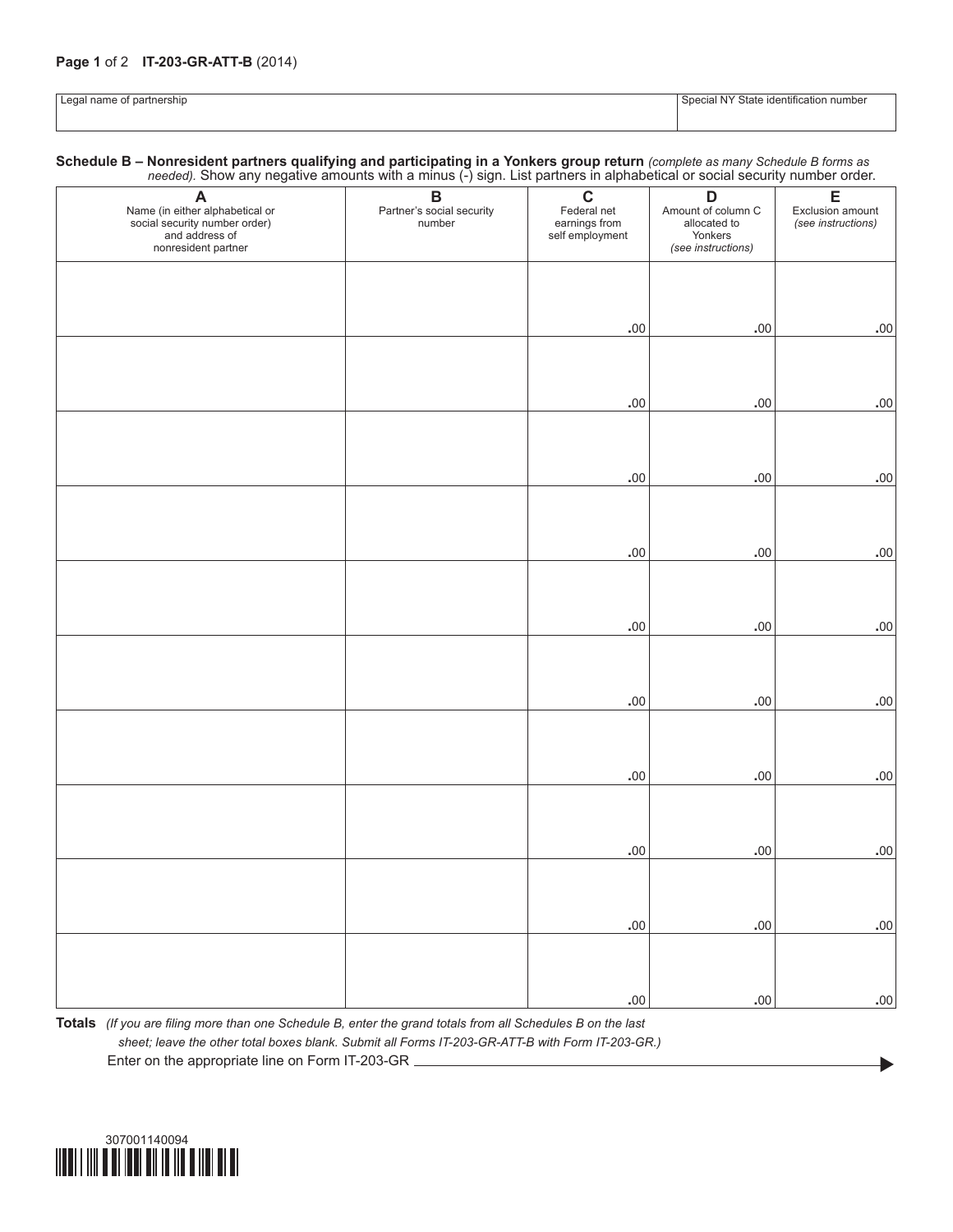**IT-203-GR-ATT-B** (2014)

| Legal name of partnership | Special NY State identification number |
|---|---|
| | |

**Schedule B – Nonresident partners qualifying and participating in a Yonkers group return** *(complete as many Schedule B forms as needed).* Show any negative amounts with a minus (-) sign. List partners in alphabetical or social security number order.

| **A** Name (in either alphabetical or social security number order) and address of nonresident partner | **B** Partner's social security number | **C** Federal net earnings from self employment | **D** Amount of column C allocated to Yonkers *(see instructions)* | **E** Exclusion amount *(see instructions)* |
|---|---|---|---|---|
| | | .00 | .00 | .00 |
| | | .00 | .00 | .00 |
| | | .00 | .00 | .00 |
| | | .00 | .00 | .00 |
| | | .00 | .00 | .00 |
| | | .00 | .00 | .00 |
| | | .00 | .00 | .00 |
| | | .00 | .00 | .00 |
| | | .00 | .00 | .00 |
| | | .00 | .00 | .00 |

**Totals** *(If you are filing more than one Schedule B, enter the grand totals from all Schedules B on the last sheet; leave the other total boxes blank. Submit all Forms IT-203-GR-ATT-B with Form IT-203-GR.)*

Enter on the appropriate line on Form IT-203-GR

307001140094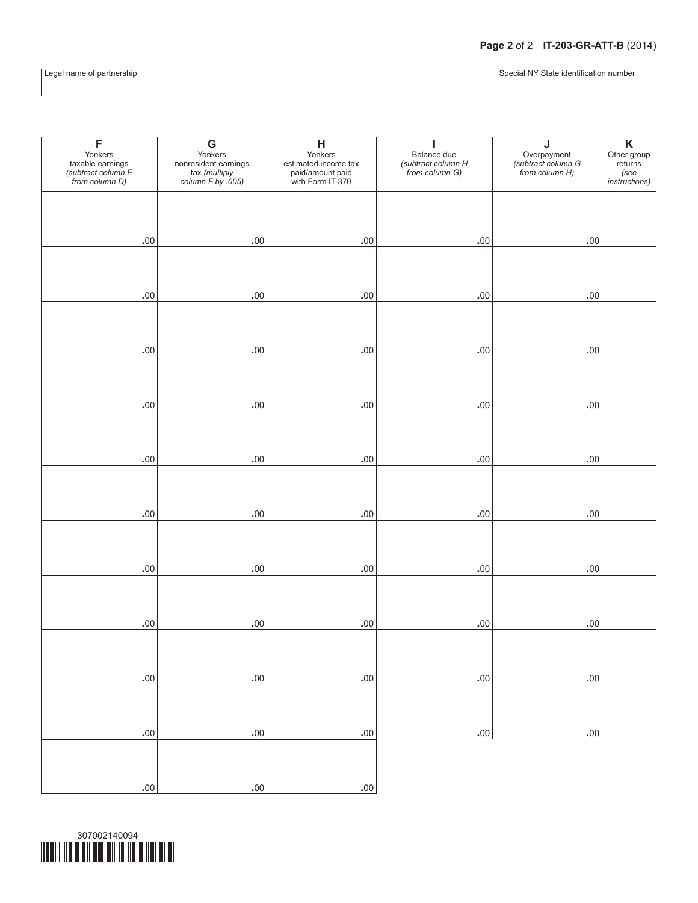| Legal name of partnership | Special NY State identification number |
|---|---|
| | |

| F<br>Yonkers taxable earnings *(subtract column E from column D)* | G<br>Yonkers nonresident earnings tax *(multiply column F by .005)* | H<br>Yonkers estimated income tax paid/amount paid with Form IT-370 | I<br>Balance due *(subtract column H from column G)* | J<br>Overpayment *(subtract column G from column H)* | K<br>Other group returns *(see instructions)* |
|---|---|---|---|---|---|
| .00 | .00 | .00 | .00 | .00 | |
| .00 | .00 | .00 | .00 | .00 | |
| .00 | .00 | .00 | .00 | .00 | |
| .00 | .00 | .00 | .00 | .00 | |
| .00 | .00 | .00 | .00 | .00 | |
| .00 | .00 | .00 | .00 | .00 | |
| .00 | .00 | .00 | .00 | .00 | |
| .00 | .00 | .00 | .00 | .00 | |
| .00 | .00 | .00 | .00 | .00 | |
| .00 | .00 | .00 | .00 | .00 | |
| .00 | .00 | .00 | | | |

307002140094